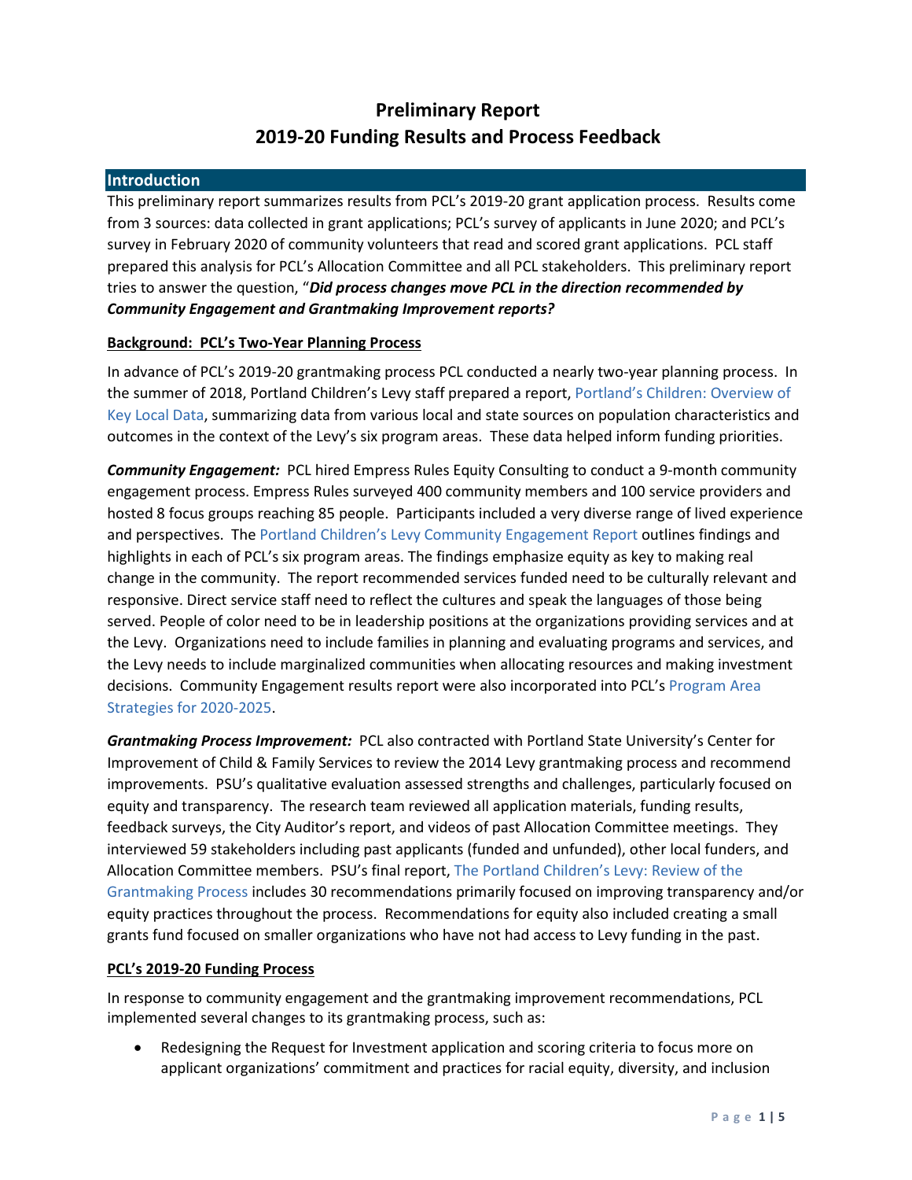# Preliminary Report
# 2019-20 Funding Results and Process Feedback

## Introduction

This preliminary report summarizes results from PCL's 2019-20 grant application process. Results come from 3 sources: data collected in grant applications; PCL's survey of applicants in June 2020; and PCL's survey in February 2020 of community volunteers that read and scored grant applications. PCL staff prepared this analysis for PCL's Allocation Committee and all PCL stakeholders. This preliminary report tries to answer the question, "***Did process changes move PCL in the direction recommended by Community Engagement and Grantmaking Improvement reports?***

**Background: PCL's Two-Year Planning Process**

In advance of PCL's 2019-20 grantmaking process PCL conducted a nearly two-year planning process. In the summer of 2018, Portland Children's Levy staff prepared a report, Portland's Children: Overview of Key Local Data, summarizing data from various local and state sources on population characteristics and outcomes in the context of the Levy's six program areas. These data helped inform funding priorities.

***Community Engagement:*** PCL hired Empress Rules Equity Consulting to conduct a 9-month community engagement process. Empress Rules surveyed 400 community members and 100 service providers and hosted 8 focus groups reaching 85 people. Participants included a very diverse range of lived experience and perspectives. The Portland Children's Levy Community Engagement Report outlines findings and highlights in each of PCL's six program areas. The findings emphasize equity as key to making real change in the community. The report recommended services funded need to be culturally relevant and responsive. Direct service staff need to reflect the cultures and speak the languages of those being served. People of color need to be in leadership positions at the organizations providing services and at the Levy. Organizations need to include families in planning and evaluating programs and services, and the Levy needs to include marginalized communities when allocating resources and making investment decisions. Community Engagement results report were also incorporated into PCL's Program Area Strategies for 2020-2025.

***Grantmaking Process Improvement:*** PCL also contracted with Portland State University's Center for Improvement of Child & Family Services to review the 2014 Levy grantmaking process and recommend improvements. PSU's qualitative evaluation assessed strengths and challenges, particularly focused on equity and transparency. The research team reviewed all application materials, funding results, feedback surveys, the City Auditor's report, and videos of past Allocation Committee meetings. They interviewed 59 stakeholders including past applicants (funded and unfunded), other local funders, and Allocation Committee members. PSU's final report, The Portland Children's Levy: Review of the Grantmaking Process includes 30 recommendations primarily focused on improving transparency and/or equity practices throughout the process. Recommendations for equity also included creating a small grants fund focused on smaller organizations who have not had access to Levy funding in the past.

**PCL's 2019-20 Funding Process**

In response to community engagement and the grantmaking improvement recommendations, PCL implemented several changes to its grantmaking process, such as:

- Redesigning the Request for Investment application and scoring criteria to focus more on applicant organizations' commitment and practices for racial equity, diversity, and inclusion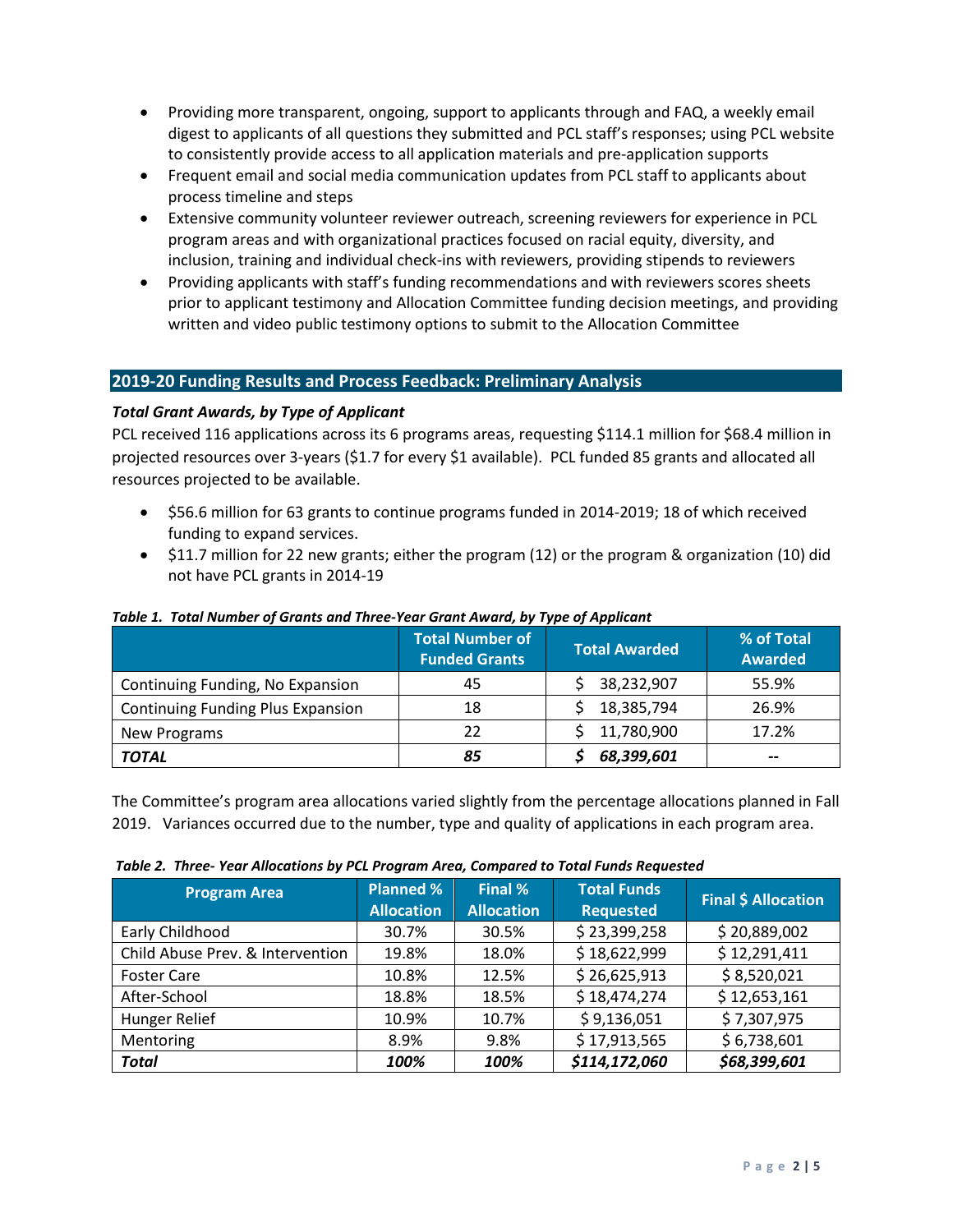- Providing more transparent, ongoing, support to applicants through and FAQ, a weekly email digest to applicants of all questions they submitted and PCL staff's responses; using PCL website to consistently provide access to all application materials and pre-application supports
- Frequent email and social media communication updates from PCL staff to applicants about process timeline and steps
- Extensive community volunteer reviewer outreach, screening reviewers for experience in PCL program areas and with organizational practices focused on racial equity, diversity, and inclusion, training and individual check-ins with reviewers, providing stipends to reviewers
- Providing applicants with staff's funding recommendations and with reviewers scores sheets prior to applicant testimony and Allocation Committee funding decision meetings, and providing written and video public testimony options to submit to the Allocation Committee

## 2019-20 Funding Results and Process Feedback: Preliminary Analysis

***Total Grant Awards, by Type of Applicant***

PCL received 116 applications across its 6 programs areas, requesting $114.1 million for $68.4 million in projected resources over 3-years ($1.7 for every $1 available). PCL funded 85 grants and allocated all resources projected to be available.

- $56.6 million for 63 grants to continue programs funded in 2014-2019; 18 of which received funding to expand services.
- $11.7 million for 22 new grants; either the program (12) or the program & organization (10) did not have PCL grants in 2014-19

***Table 1. Total Number of Grants and Three-Year Grant Award, by Type of Applicant***

| | Total Number of Funded Grants | Total Awarded | % of Total Awarded |
|---|---|---|---|
| Continuing Funding, No Expansion | 45 | $ 38,232,907 | 55.9% |
| Continuing Funding Plus Expansion | 18 | $ 18,385,794 | 26.9% |
| New Programs | 22 | $ 11,780,900 | 17.2% |
| ***TOTAL*** | ***85*** | ***$ 68,399,601*** | -- |

The Committee's program area allocations varied slightly from the percentage allocations planned in Fall 2019. Variances occurred due to the number, type and quality of applications in each program area.

***Table 2. Three- Year Allocations by PCL Program Area, Compared to Total Funds Requested***

| Program Area | Planned % Allocation | Final % Allocation | Total Funds Requested | Final $ Allocation |
|---|---|---|---|---|
| Early Childhood | 30.7% | 30.5% | $ 23,399,258 | $ 20,889,002 |
| Child Abuse Prev. & Intervention | 19.8% | 18.0% | $ 18,622,999 | $ 12,291,411 |
| Foster Care | 10.8% | 12.5% | $ 26,625,913 | $ 8,520,021 |
| After-School | 18.8% | 18.5% | $ 18,474,274 | $ 12,653,161 |
| Hunger Relief | 10.9% | 10.7% | $ 9,136,051 | $ 7,307,975 |
| Mentoring | 8.9% | 9.8% | $ 17,913,565 | $ 6,738,601 |
| ***Total*** | ***100%*** | ***100%*** | ***$114,172,060*** | ***$68,399,601*** |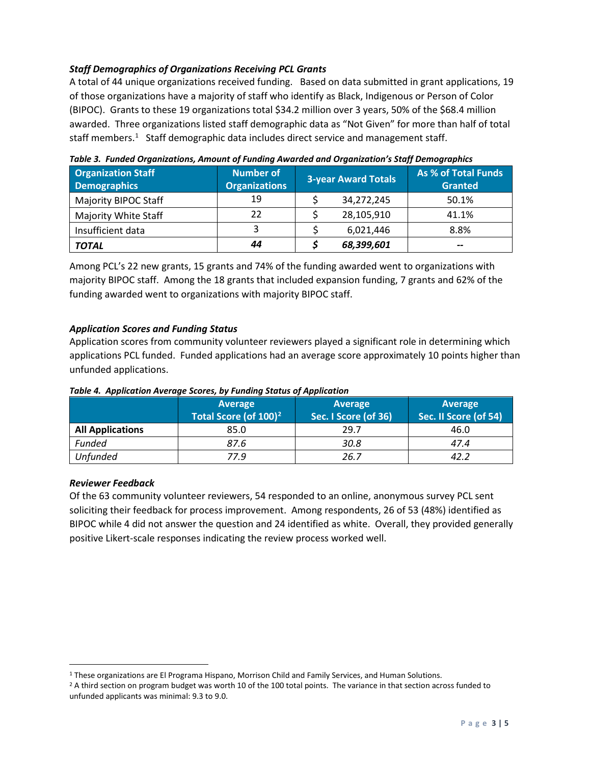### *Staff Demographics of Organizations Receiving PCL Grants*

A total of 44 unique organizations received funding. Based on data submitted in grant applications, 19 of those organizations have a majority of staff who identify as Black, Indigenous or Person of Color (BIPOC). Grants to these 19 organizations total $34.2 million over 3 years, 50% of the $68.4 million awarded. Three organizations listed staff demographic data as "Not Given" for more than half of total staff members.[1] Staff demographic data includes direct service and management staff.

***Table 3. Funded Organizations, Amount of Funding Awarded and Organization's Staff Demographics***

| Organization Staff Demographics | Number of Organizations | 3-year Award Totals | As % of Total Funds Granted |
|---|---|---|---|
| Majority BIPOC Staff | 19 | $ 34,272,245 | 50.1% |
| Majority White Staff | 22 | $ 28,105,910 | 41.1% |
| Insufficient data | 3 | $ 6,021,446 | 8.8% |
| ***TOTAL*** | ***44*** | ***$ 68,399,601*** | -- |

Among PCL's 22 new grants, 15 grants and 74% of the funding awarded went to organizations with majority BIPOC staff. Among the 18 grants that included expansion funding, 7 grants and 62% of the funding awarded went to organizations with majority BIPOC staff.

### *Application Scores and Funding Status*

Application scores from community volunteer reviewers played a significant role in determining which applications PCL funded. Funded applications had an average score approximately 10 points higher than unfunded applications.

***Table 4. Application Average Scores, by Funding Status of Application***

| | Average Total Score (of 100)[2] | Average Sec. I Score (of 36) | Average Sec. II Score (of 54) |
|---|---|---|---|
| **All Applications** | 85.0 | 29.7 | 46.0 |
| *Funded* | *87.6* | *30.8* | *47.4* |
| *Unfunded* | *77.9* | *26.7* | *42.2* |

### *Reviewer Feedback*

Of the 63 community volunteer reviewers, 54 responded to an online, anonymous survey PCL sent soliciting their feedback for process improvement. Among respondents, 26 of 53 (48%) identified as BIPOC while 4 did not answer the question and 24 identified as white. Overall, they provided generally positive Likert-scale responses indicating the review process worked well.

---

[1] These organizations are El Programa Hispano, Morrison Child and Family Services, and Human Solutions.

[2] A third section on program budget was worth 10 of the 100 total points. The variance in that section across funded to unfunded applicants was minimal: 9.3 to 9.0.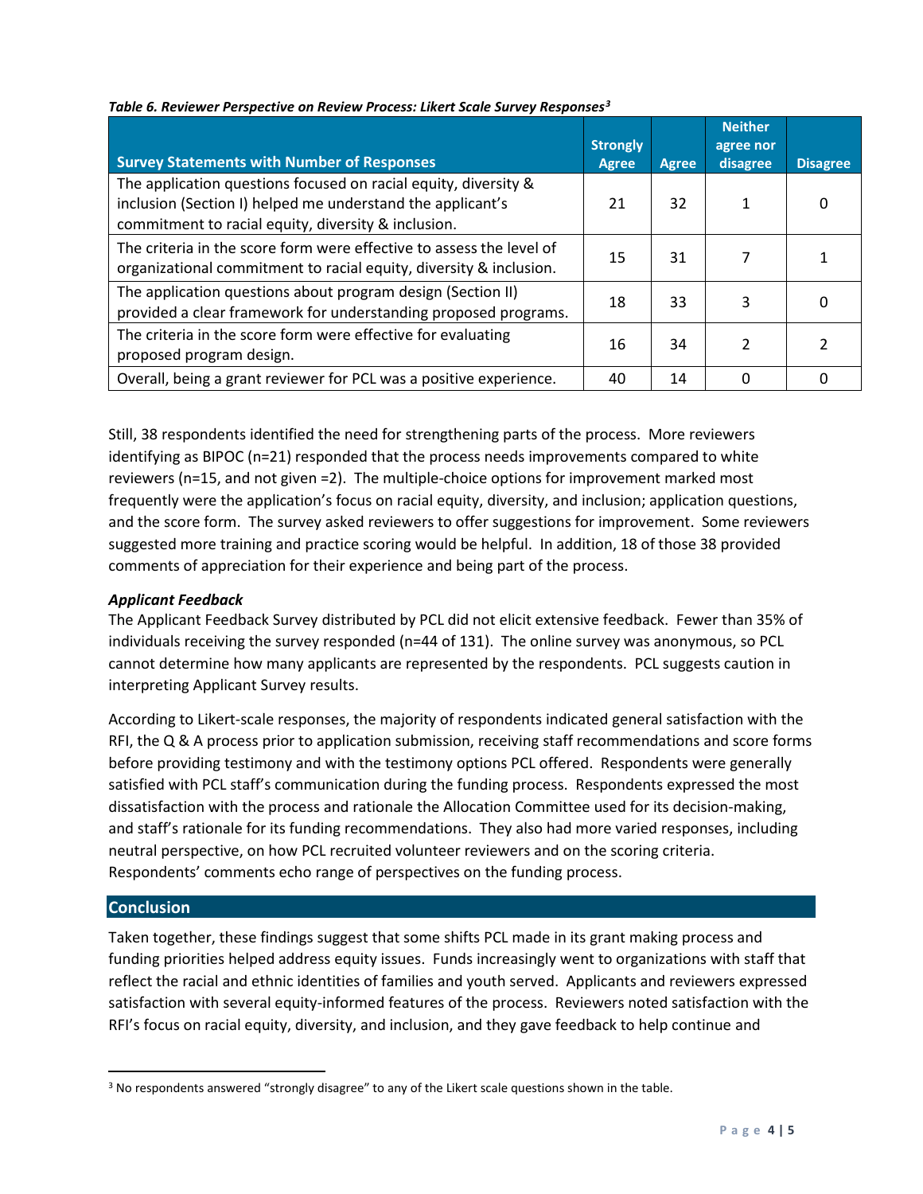***Table 6. Reviewer Perspective on Review Process: Likert Scale Survey Responses[3]***

| Survey Statements with Number of Responses | Strongly Agree | Agree | Neither agree nor disagree | Disagree |
|---|---|---|---|---|
| The application questions focused on racial equity, diversity & inclusion (Section I) helped me understand the applicant's commitment to racial equity, diversity & inclusion. | 21 | 32 | 1 | 0 |
| The criteria in the score form were effective to assess the level of organizational commitment to racial equity, diversity & inclusion. | 15 | 31 | 7 | 1 |
| The application questions about program design (Section II) provided a clear framework for understanding proposed programs. | 18 | 33 | 3 | 0 |
| The criteria in the score form were effective for evaluating proposed program design. | 16 | 34 | 2 | 2 |
| Overall, being a grant reviewer for PCL was a positive experience. | 40 | 14 | 0 | 0 |

Still, 38 respondents identified the need for strengthening parts of the process. More reviewers identifying as BIPOC (n=21) responded that the process needs improvements compared to white reviewers (n=15, and not given =2). The multiple-choice options for improvement marked most frequently were the application's focus on racial equity, diversity, and inclusion; application questions, and the score form. The survey asked reviewers to offer suggestions for improvement. Some reviewers suggested more training and practice scoring would be helpful. In addition, 18 of those 38 provided comments of appreciation for their experience and being part of the process.

***Applicant Feedback***

The Applicant Feedback Survey distributed by PCL did not elicit extensive feedback. Fewer than 35% of individuals receiving the survey responded (n=44 of 131). The online survey was anonymous, so PCL cannot determine how many applicants are represented by the respondents. PCL suggests caution in interpreting Applicant Survey results.

According to Likert-scale responses, the majority of respondents indicated general satisfaction with the RFI, the Q & A process prior to application submission, receiving staff recommendations and score forms before providing testimony and with the testimony options PCL offered. Respondents were generally satisfied with PCL staff's communication during the funding process. Respondents expressed the most dissatisfaction with the process and rationale the Allocation Committee used for its decision-making, and staff's rationale for its funding recommendations. They also had more varied responses, including neutral perspective, on how PCL recruited volunteer reviewers and on the scoring criteria. Respondents' comments echo range of perspectives on the funding process.

## Conclusion

Taken together, these findings suggest that some shifts PCL made in its grant making process and funding priorities helped address equity issues. Funds increasingly went to organizations with staff that reflect the racial and ethnic identities of families and youth served. Applicants and reviewers expressed satisfaction with several equity-informed features of the process. Reviewers noted satisfaction with the RFI's focus on racial equity, diversity, and inclusion, and they gave feedback to help continue and

[3] No respondents answered "strongly disagree" to any of the Likert scale questions shown in the table.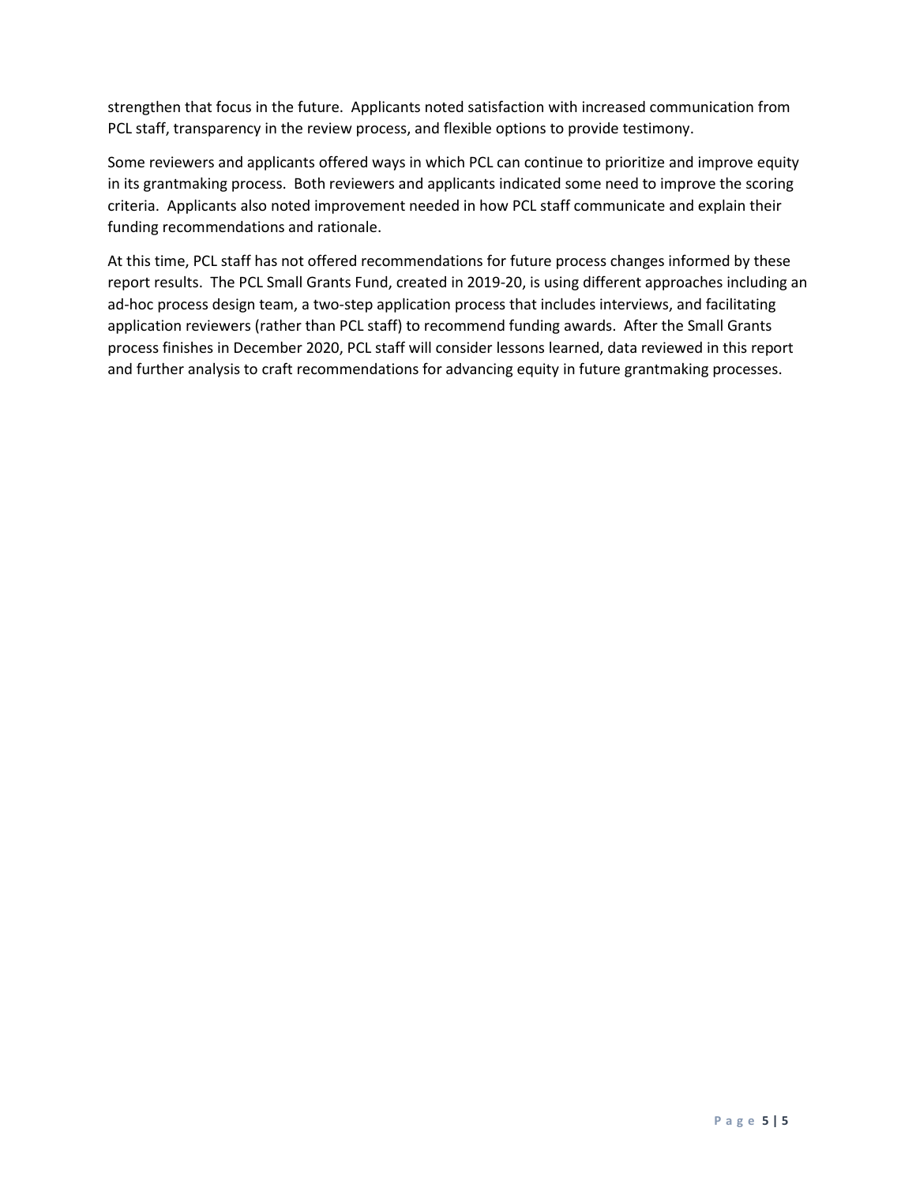strengthen that focus in the future. Applicants noted satisfaction with increased communication from PCL staff, transparency in the review process, and flexible options to provide testimony.

Some reviewers and applicants offered ways in which PCL can continue to prioritize and improve equity in its grantmaking process. Both reviewers and applicants indicated some need to improve the scoring criteria. Applicants also noted improvement needed in how PCL staff communicate and explain their funding recommendations and rationale.

At this time, PCL staff has not offered recommendations for future process changes informed by these report results. The PCL Small Grants Fund, created in 2019-20, is using different approaches including an ad-hoc process design team, a two-step application process that includes interviews, and facilitating application reviewers (rather than PCL staff) to recommend funding awards. After the Small Grants process finishes in December 2020, PCL staff will consider lessons learned, data reviewed in this report and further analysis to craft recommendations for advancing equity in future grantmaking processes.